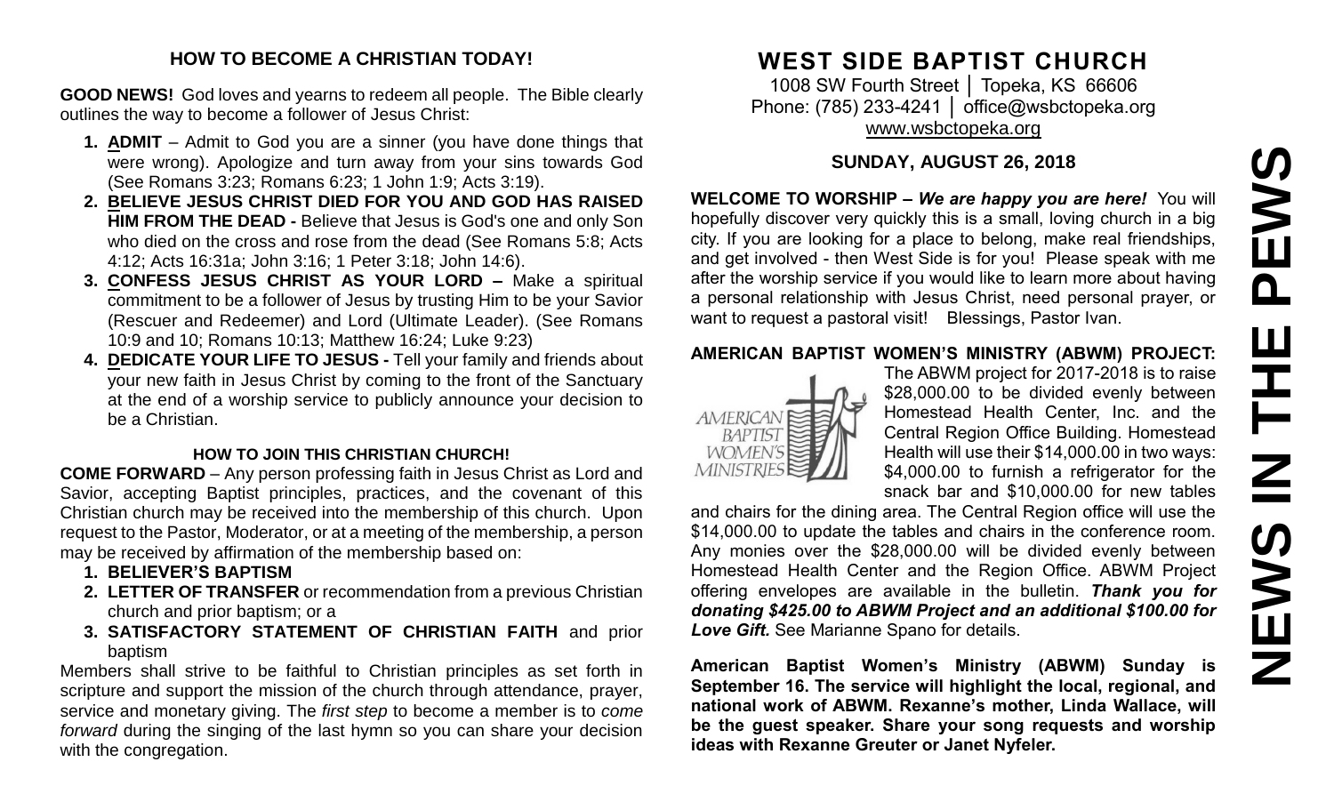## HOW TO BECOME A CHRISTIAN TODAY!

**GOOD NEWS!** God loves and yearns to redeem all people. The Bible clearly outlines the way to become a follower of Jesus Christ:

1. **ADMIT** – Admit to God you are a sinner (you have done things that were wrong). Apologize and turn away from your sins towards God (See Romans 3:23; Romans 6:23; 1 John 1:9; Acts 3:19).
2. **BELIEVE JESUS CHRIST DIED FOR YOU AND GOD HAS RAISED HIM FROM THE DEAD -** Believe that Jesus is God's one and only Son who died on the cross and rose from the dead (See Romans 5:8; Acts 4:12; Acts 16:31a; John 3:16; 1 Peter 3:18; John 14:6).
3. **CONFESS JESUS CHRIST AS YOUR LORD –** Make a spiritual commitment to be a follower of Jesus by trusting Him to be your Savior (Rescuer and Redeemer) and Lord (Ultimate Leader). (See Romans 10:9 and 10; Romans 10:13; Matthew 16:24; Luke 9:23)
4. **DEDICATE YOUR LIFE TO JESUS -** Tell your family and friends about your new faith in Jesus Christ by coming to the front of the Sanctuary at the end of a worship service to publicly announce your decision to be a Christian.

### HOW TO JOIN THIS CHRISTIAN CHURCH!

**COME FORWARD** – Any person professing faith in Jesus Christ as Lord and Savior, accepting Baptist principles, practices, and the covenant of this Christian church may be received into the membership of this church. Upon request to the Pastor, Moderator, or at a meeting of the membership, a person may be received by affirmation of the membership based on:

1. **BELIEVER'S BAPTISM**
2. **LETTER OF TRANSFER** or recommendation from a previous Christian church and prior baptism; or a
3. **SATISFACTORY STATEMENT OF CHRISTIAN FAITH** and prior baptism

Members shall strive to be faithful to Christian principles as set forth in scripture and support the mission of the church through attendance, prayer, service and monetary giving. The *first step* to become a member is to *come forward* during the singing of the last hymn so you can share your decision with the congregation.

# WEST SIDE BAPTIST CHURCH

1008 SW Fourth Street │ Topeka, KS 66606
Phone: (785) 233-4241 │ office@wsbctopeka.org
www.wsbctopeka.org

### SUNDAY, AUGUST 26, 2018

**WELCOME TO WORSHIP –** ***We are happy you are here!*** You will hopefully discover very quickly this is a small, loving church in a big city. If you are looking for a place to belong, make real friendships, and get involved - then West Side is for you! Please speak with me after the worship service if you would like to learn more about having a personal relationship with Jesus Christ, need personal prayer, or want to request a pastoral visit! Blessings, Pastor Ivan.

**AMERICAN BAPTIST WOMEN'S MINISTRY (ABWM) PROJECT:** The ABWM project for 2017-2018 is to raise $28,000.00 to be divided evenly between Homestead Health Center, Inc. and the Central Region Office Building. Homestead Health will use their $14,000.00 in two ways: $4,000.00 to furnish a refrigerator for the snack bar and $10,000.00 for new tables and chairs for the dining area. The Central Region office will use the $14,000.00 to update the tables and chairs in the conference room. Any monies over the $28,000.00 will be divided evenly between Homestead Health Center and the Region Office. ABWM Project offering envelopes are available in the bulletin. ***Thank you for donating $425.00 to ABWM Project and an additional $100.00 for Love Gift.*** See Marianne Spano for details.

**American Baptist Women's Ministry (ABWM) Sunday is September 16. The service will highlight the local, regional, and national work of ABWM. Rexanne's mother, Linda Wallace, will be the guest speaker. Share your song requests and worship ideas with Rexanne Greuter or Janet Nyfeler.**

# NEWS IN THE PEWS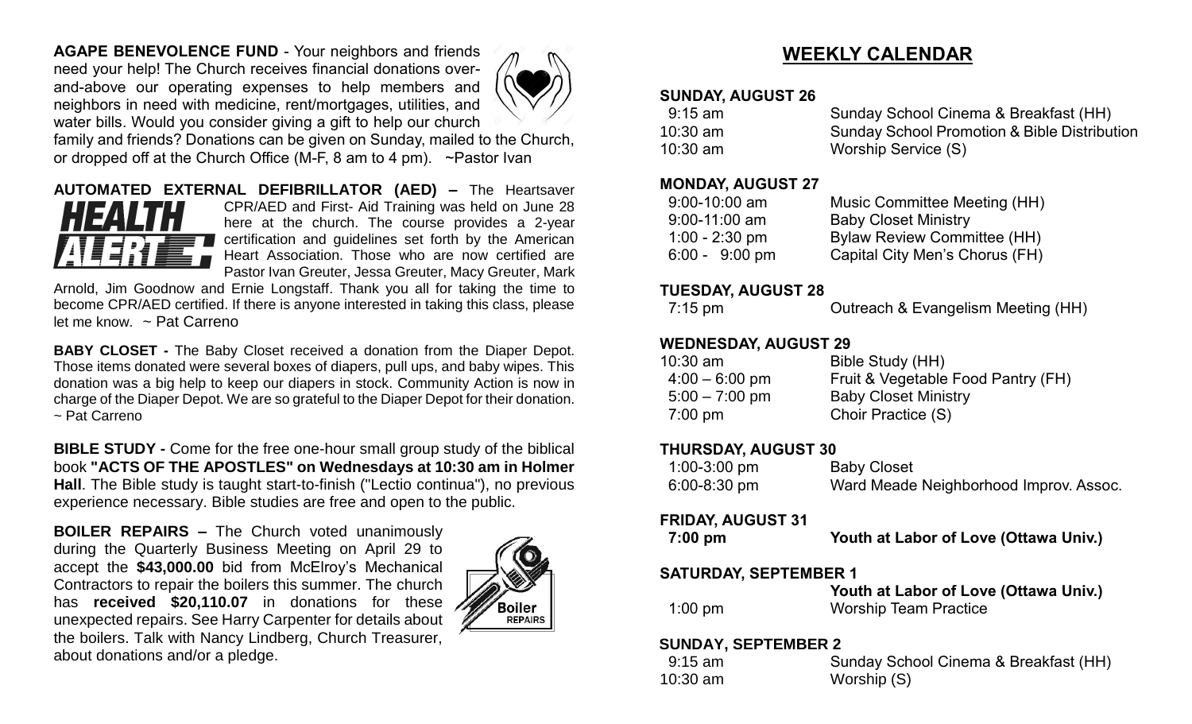**AGAPE BENEVOLENCE FUND** - Your neighbors and friends need your help! The Church receives financial donations over-and-above our operating expenses to help members and neighbors in need with medicine, rent/mortgages, utilities, and water bills. Would you consider giving a gift to help our church family and friends? Donations can be given on Sunday, mailed to the Church, or dropped off at the Church Office (M-F, 8 am to 4 pm). ~Pastor Ivan

**AUTOMATED EXTERNAL DEFIBRILLATOR (AED) –** The Heartsaver CPR/AED and First- Aid Training was held on June 28 here at the church. The course provides a 2-year certification and guidelines set forth by the American Heart Association. Those who are now certified are Pastor Ivan Greuter, Jessa Greuter, Macy Greuter, Mark Arnold, Jim Goodnow and Ernie Longstaff. Thank you all for taking the time to become CPR/AED certified. If there is anyone interested in taking this class, please let me know. ~ Pat Carreno

**BABY CLOSET -** The Baby Closet received a donation from the Diaper Depot. Those items donated were several boxes of diapers, pull ups, and baby wipes. This donation was a big help to keep our diapers in stock. Community Action is now in charge of the Diaper Depot. We are so grateful to the Diaper Depot for their donation. ~ Pat Carreno

**BIBLE STUDY -** Come for the free one-hour small group study of the biblical book **"ACTS OF THE APOSTLES" on Wednesdays at 10:30 am in Holmer Hall**. The Bible study is taught start-to-finish ("Lectio continua"), no previous experience necessary. Bible studies are free and open to the public.

**BOILER REPAIRS –** The Church voted unanimously during the Quarterly Business Meeting on April 29 to accept the **$43,000.00** bid from McElroy's Mechanical Contractors to repair the boilers this summer. The church has **received $20,110.07** in donations for these unexpected repairs. See Harry Carpenter for details about the boilers. Talk with Nancy Lindberg, Church Treasurer, about donations and/or a pledge.

## WEEKLY CALENDAR

**SUNDAY, AUGUST 26**

| | |
|---|---|
| 9:15 am | Sunday School Cinema & Breakfast (HH) |
| 10:30 am | Sunday School Promotion & Bible Distribution |
| 10:30 am | Worship Service (S) |

**MONDAY, AUGUST 27**

| | |
|---|---|
| 9:00-10:00 am | Music Committee Meeting (HH) |
| 9:00-11:00 am | Baby Closet Ministry |
| 1:00 - 2:30 pm | Bylaw Review Committee (HH) |
| 6:00 - 9:00 pm | Capital City Men's Chorus (FH) |

**TUESDAY, AUGUST 28**

| | |
|---|---|
| 7:15 pm | Outreach & Evangelism Meeting (HH) |

**WEDNESDAY, AUGUST 29**

| | |
|---|---|
| 10:30 am | Bible Study (HH) |
| 4:00 – 6:00 pm | Fruit & Vegetable Food Pantry (FH) |
| 5:00 – 7:00 pm | Baby Closet Ministry |
| 7:00 pm | Choir Practice (S) |

**THURSDAY, AUGUST 30**

| | |
|---|---|
| 1:00-3:00 pm | Baby Closet |
| 6:00-8:30 pm | Ward Meade Neighborhood Improv. Assoc. |

**FRIDAY, AUGUST 31**

| | |
|---|---|
| **7:00 pm** | **Youth at Labor of Love (Ottawa Univ.)** |

**SATURDAY, SEPTEMBER 1**

| | |
|---|---|
| | **Youth at Labor of Love (Ottawa Univ.)** |
| 1:00 pm | Worship Team Practice |

**SUNDAY, SEPTEMBER 2**

| | |
|---|---|
| 9:15 am | Sunday School Cinema & Breakfast (HH) |
| 10:30 am | Worship (S) |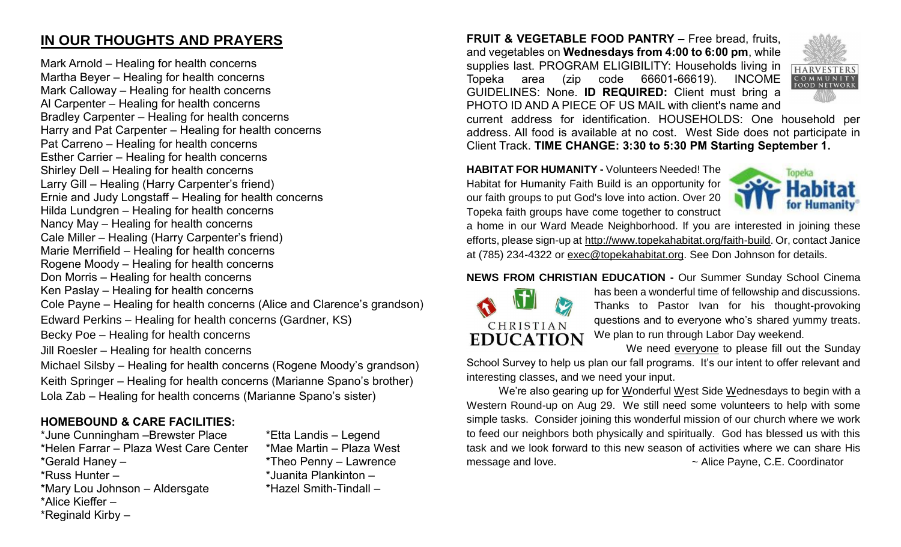## IN OUR THOUGHTS AND PRAYERS

Mark Arnold – Healing for health concerns
Martha Beyer – Healing for health concerns
Mark Calloway – Healing for health concerns
Al Carpenter – Healing for health concerns
Bradley Carpenter – Healing for health concerns
Harry and Pat Carpenter – Healing for health concerns
Pat Carreno – Healing for health concerns
Esther Carrier – Healing for health concerns
Shirley Dell – Healing for health concerns
Larry Gill – Healing (Harry Carpenter's friend)
Ernie and Judy Longstaff – Healing for health concerns
Hilda Lundgren – Healing for health concerns
Nancy May – Healing for health concerns
Cale Miller – Healing (Harry Carpenter's friend)
Marie Merrifield – Healing for health concerns
Rogene Moody – Healing for health concerns
Don Morris – Healing for health concerns
Ken Paslay – Healing for health concerns
Cole Payne – Healing for health concerns (Alice and Clarence's grandson)
Edward Perkins – Healing for health concerns (Gardner, KS)
Becky Poe – Healing for health concerns
Jill Roesler – Healing for health concerns
Michael Silsby – Healing for health concerns (Rogene Moody's grandson)
Keith Springer – Healing for health concerns (Marianne Spano's brother)
Lola Zab – Healing for health concerns (Marianne Spano's sister)

### HOMEBOUND & CARE FACILITIES:

*June Cunningham –Brewster Place
*Helen Farrar – Plaza West Care Center
*Gerald Haney –
*Russ Hunter –
*Mary Lou Johnson – Aldersgate
*Alice Kieffer –
*Reginald Kirby –
*Etta Landis – Legend
*Mae Martin – Plaza West
*Theo Penny – Lawrence
*Juanita Plankinton –
*Hazel Smith-Tindall –

**FRUIT & VEGETABLE FOOD PANTRY –** Free bread, fruits, and vegetables on **Wednesdays from 4:00 to 6:00 pm**, while supplies last. PROGRAM ELIGIBILITY: Households living in Topeka area (zip code 66601-66619). INCOME GUIDELINES: None. **ID REQUIRED:** Client must bring a PHOTO ID AND A PIECE OF US MAIL with client's name and current address for identification. HOUSEHOLDS: One household per address. All food is available at no cost. West Side does not participate in Client Track. **TIME CHANGE: 3:30 to 5:30 PM Starting September 1.**

**HABITAT FOR HUMANITY -** Volunteers Needed! The Habitat for Humanity Faith Build is an opportunity for our faith groups to put God's love into action. Over 20 Topeka faith groups have come together to construct a home in our Ward Meade Neighborhood. If you are interested in joining these efforts, please sign-up at http://www.topekahabitat.org/faith-build. Or, contact Janice at (785) 234-4322 or exec@topekahabitat.org. See Don Johnson for details.

**NEWS FROM CHRISTIAN EDUCATION -** Our Summer Sunday School Cinema has been a wonderful time of fellowship and discussions. Thanks to Pastor Ivan for his thought-provoking questions and to everyone who's shared yummy treats. We plan to run through Labor Day weekend.

We need everyone to please fill out the Sunday School Survey to help us plan our fall programs. It's our intent to offer relevant and interesting classes, and we need your input.

We're also gearing up for Wonderful West Side Wednesdays to begin with a Western Round-up on Aug 29. We still need some volunteers to help with some simple tasks. Consider joining this wonderful mission of our church where we work to feed our neighbors both physically and spiritually. God has blessed us with this task and we look forward to this new season of activities where we can share His message and love.

~ Alice Payne, C.E. Coordinator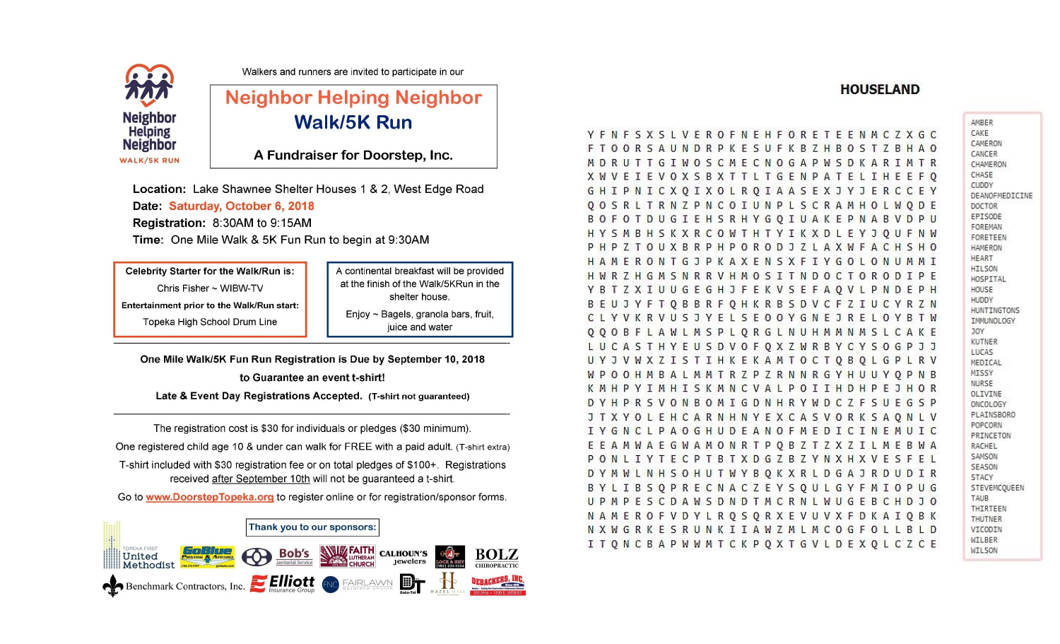Walkers and runners are invited to participate in our

# Neighbor Helping Neighbor Walk/5K Run

## A Fundraiser for Doorstep, Inc.

**Location:** Lake Shawnee Shelter Houses 1 & 2, West Edge Road
**Date:** Saturday, October 6, 2018
**Registration:** 8:30AM to 9:15AM
**Time:** One Mile Walk & 5K Fun Run to begin at 9:30AM

**Celebrity Starter for the Walk/Run is:**
Chris Fisher ~ WIBW-TV
**Entertainment prior to the Walk/Run start:**
Topeka High School Drum Line

A continental breakfast will be provided at the finish of the Walk/5KRun in the shelter house.
Enjoy ~ Bagels, granola bars, fruit, juice and water

**One Mile Walk/5K Fun Run Registration is Due by September 10, 2018 to Guarantee an event t-shirt!**

**Late & Event Day Registrations Accepted.** (T-shirt not guaranteed)

The registration cost is $30 for individuals or pledges ($30 minimum).

One registered child age 10 & under can walk for FREE with a paid adult. (T-shirt extra)

T-shirt included with $30 registration fee or on total pledges of $100+. Registrations received after September 10th will not be guaranteed a t-shirt.

Go to www.DoorstepTopeka.org to register online or for registration/sponsor forms.

**Thank you to our sponsors:**

Topeka First United Methodist, GoBlue Printing & Apparel, Bob's Janitorial Service, Faith Lutheran Church, Calhoun's Jewelers, Lock & Key, Bolz Chiropractic, Benchmark Contractors, Inc., Elliott Insurance Group, Fairlawn Nazarene Church, Data-Tel, Hazel Hill, Debackers, Inc.

# HOUSELAND

```
Y F N F S X S L V E R O F N E H F O R E T E E N M C Z X G C
F T O O R S A U N D R P K E S U F K B Z H B O S T Z B H A O
M D R U T T G I W O S C M E C N O G A P W S D K A R I M T R
X W V E I E V O X S B X T T L T G E N P A T E L I H E E F Q
G H I P N I C X Q I X O L R Q I A A S E X J Y J E R C C E Y
Q O S R L T R N Z P N C O I U N P L S C R A M H O L W Q D E
B O F O T D U G I E H S R H Y G Q I U A K E P N A B V D P U
H Y S M B H S K X R C O W T H T Y I K X D L E Y J Q U F N W
P H P Z T O U X B R P H P O R O D J Z L A X W F A C H S H O
H A M E R O N T G J P K A X E N S X F I Y G O L O N U M M I
H W R Z H G M S N R R V H M O S I T N D O C T O R O D I P E
Y B T Z X I U U G E G H J F E K V S E F A Q V L P N D E P H
B E U J Y F T Q B B R F Q H K R B S D V C F Z I U C Y R Z N
C L Y V K R V U S J Y E L S E O O Y G N E J R E L O Y B T W
Q Q O B F L A W L M S P L Q R G L N U H M M N M S L C A K E
L U C A S T H Y E U S D V O F Q X Z W R B Y C Y S O G P J J
U Y J V W X Z I S T I H K E K A M T O C T Q B Q L G P L R V
W P O O H M B A L M M T R Z P Z R N N R G Y H U U Y Q P N B
K M H P Y I M H I S K M N C V A L P O I I H D H P E J H O R
D Y H P R S V O N B O M I G D N H R Y W D C Z F S U E G S P
J T X Y O L E H C A R N H N Y E X C A S V O R K S A Q N L V
I Y G N C L P A O G H U D E A N O F M E D I C I N E M U I C
E E A M W A E G W A M O N R T P Q B Z T Z X Z I L M E B W A
P O N L I Y T E C P T B T X D G Z B Z Y N X H X V E S F E L
D Y M W L N H S O H U T W Y B Q K X R L D G A J R D U D I R
B Y L I B S Q P R E C N A C Z E Y S Q U L G Y F M I O P U G
U P M P E S C D A W S D N D T M C R N L W U G E B C H D J O
N A M E R O F V D Y L R Q S Q R X E V U V X F D K A I Q B K
N X W G R K E S R U N K I I A W Z M L M C O G F O L L B L D
I T Q N C B A P W W M T C K P Q X T G V L D E X Q L C Z C E
```

AMBER
CAKE
CAMERON
CANCER
CHAMERON
CHASE
CUDDY
DEANOFMEDICINE
DOCTOR
EPISODE
FOREMAN
FORETEEN
HAMERON
HEART
HILSON
HOSPITAL
HOUSE
HUDDY
HUNTINGTONS
IMMUNOLOGY
JOY
KUTNER
LUCAS
MEDICAL
MISSY
NURSE
OLIVINE
ONCOLOGY
PLAINSBORO
POPCORN
PRINCETON
RACHEL
SAMSON
SEASON
STACY
STEVEMCQUEEN
TAUB
THIRTEEN
THUTNER
VICODIN
WILBER
WILSON